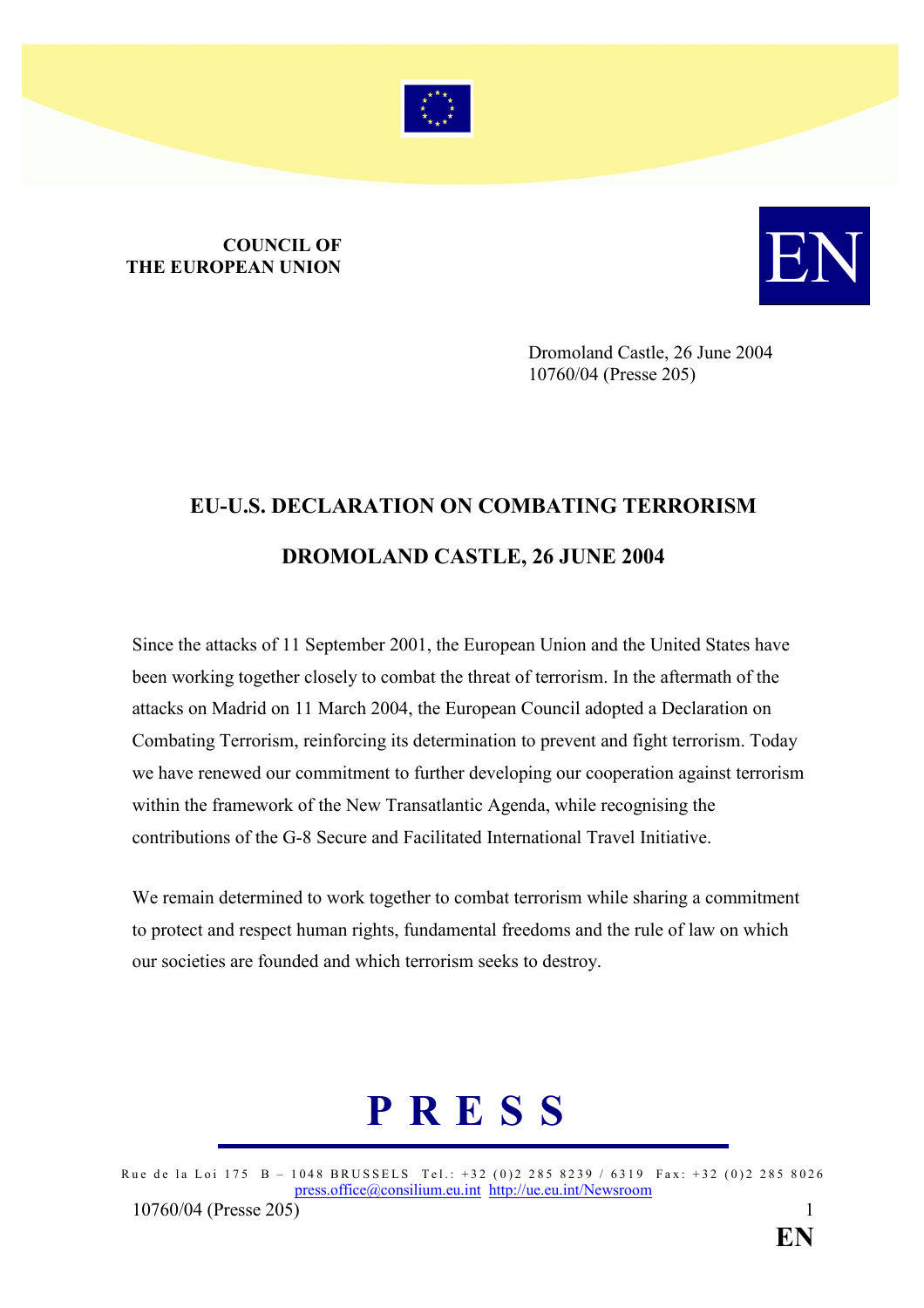**COUNCIL OF
THE EUROPEAN UNION**

EN

Dromoland Castle, 26 June 2004
10760/04 (Presse 205)

# EU-U.S. DECLARATION ON COMBATING TERRORISM

# DROMOLAND CASTLE, 26 JUNE 2004

Since the attacks of 11 September 2001, the European Union and the United States have been working together closely to combat the threat of terrorism. In the aftermath of the attacks on Madrid on 11 March 2004, the European Council adopted a Declaration on Combating Terrorism, reinforcing its determination to prevent and fight terrorism. Today we have renewed our commitment to further developing our cooperation against terrorism within the framework of the New Transatlantic Agenda, while recognising the contributions of the G-8 Secure and Facilitated International Travel Initiative.

We remain determined to work together to combat terrorism while sharing a commitment to protect and respect human rights, fundamental freedoms and the rule of law on which our societies are founded and which terrorism seeks to destroy.

**P R E S S**

Rue de la Loi 175 B – 1048 BRUSSELS Tel.: +32 (0)2 285 8239 / 6319 Fax: +32 (0)2 285 8026
press.office@consilium.eu.int http://ue.eu.int/Newsroom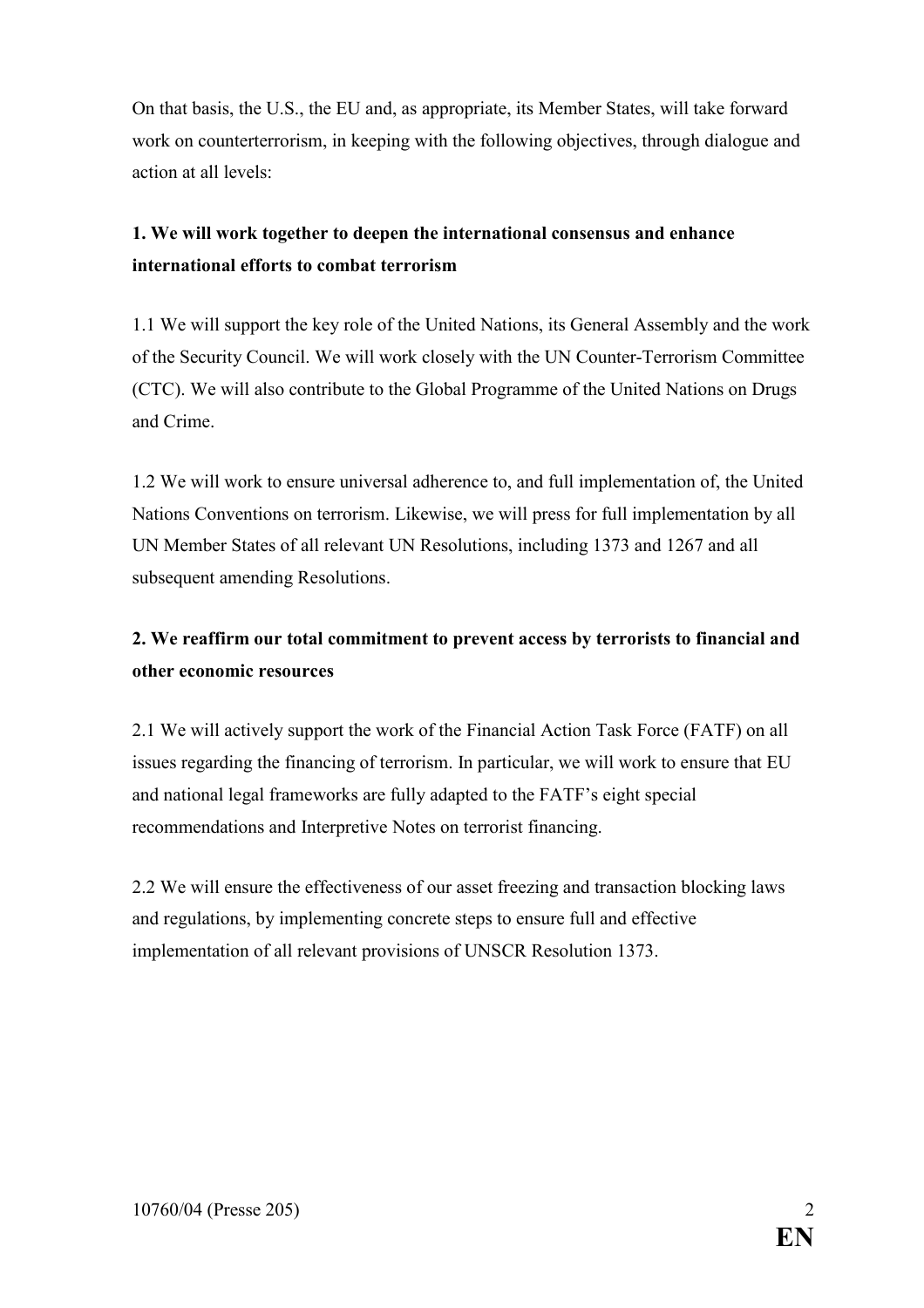On that basis, the U.S., the EU and, as appropriate, its Member States, will take forward work on counterterrorism, in keeping with the following objectives, through dialogue and action at all levels:

**1. We will work together to deepen the international consensus and enhance international efforts to combat terrorism**

1.1 We will support the key role of the United Nations, its General Assembly and the work of the Security Council. We will work closely with the UN Counter-Terrorism Committee (CTC). We will also contribute to the Global Programme of the United Nations on Drugs and Crime.

1.2 We will work to ensure universal adherence to, and full implementation of, the United Nations Conventions on terrorism. Likewise, we will press for full implementation by all UN Member States of all relevant UN Resolutions, including 1373 and 1267 and all subsequent amending Resolutions.

**2. We reaffirm our total commitment to prevent access by terrorists to financial and other economic resources**

2.1 We will actively support the work of the Financial Action Task Force (FATF) on all issues regarding the financing of terrorism. In particular, we will work to ensure that EU and national legal frameworks are fully adapted to the FATF's eight special recommendations and Interpretive Notes on terrorist financing.

2.2 We will ensure the effectiveness of our asset freezing and transaction blocking laws and regulations, by implementing concrete steps to ensure full and effective implementation of all relevant provisions of UNSCR Resolution 1373.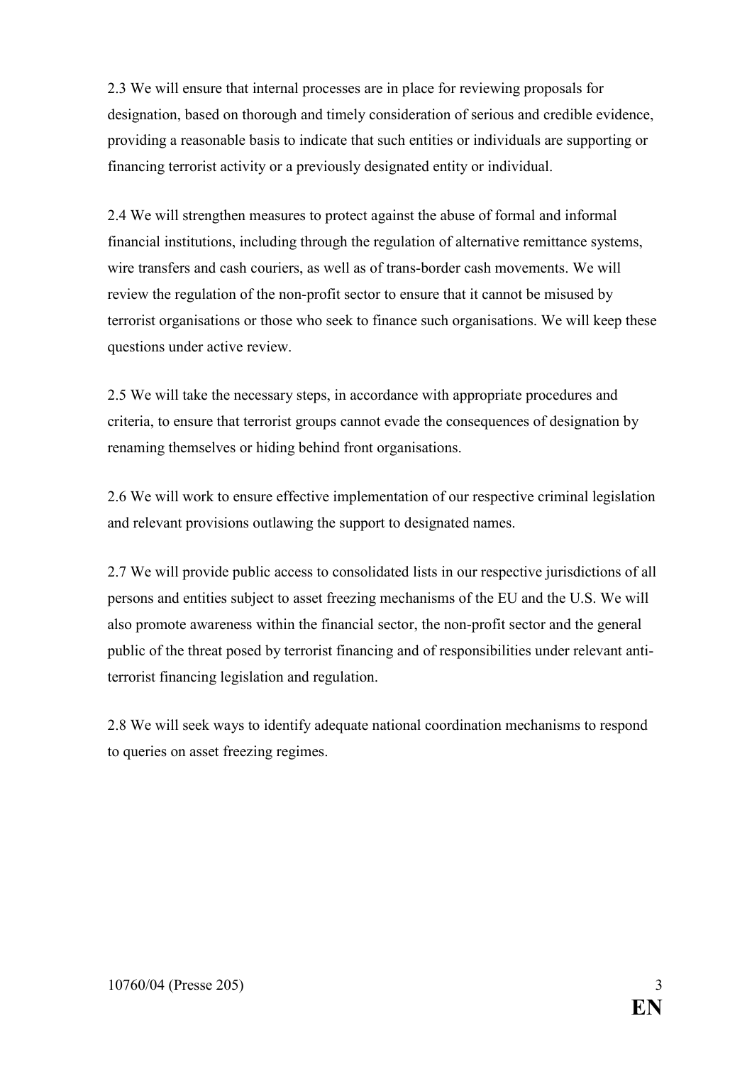2.3 We will ensure that internal processes are in place for reviewing proposals for designation, based on thorough and timely consideration of serious and credible evidence, providing a reasonable basis to indicate that such entities or individuals are supporting or financing terrorist activity or a previously designated entity or individual.

2.4 We will strengthen measures to protect against the abuse of formal and informal financial institutions, including through the regulation of alternative remittance systems, wire transfers and cash couriers, as well as of trans-border cash movements. We will review the regulation of the non-profit sector to ensure that it cannot be misused by terrorist organisations or those who seek to finance such organisations. We will keep these questions under active review.

2.5 We will take the necessary steps, in accordance with appropriate procedures and criteria, to ensure that terrorist groups cannot evade the consequences of designation by renaming themselves or hiding behind front organisations.

2.6 We will work to ensure effective implementation of our respective criminal legislation and relevant provisions outlawing the support to designated names.

2.7 We will provide public access to consolidated lists in our respective jurisdictions of all persons and entities subject to asset freezing mechanisms of the EU and the U.S. We will also promote awareness within the financial sector, the non-profit sector and the general public of the threat posed by terrorist financing and of responsibilities under relevant anti-terrorist financing legislation and regulation.

2.8 We will seek ways to identify adequate national coordination mechanisms to respond to queries on asset freezing regimes.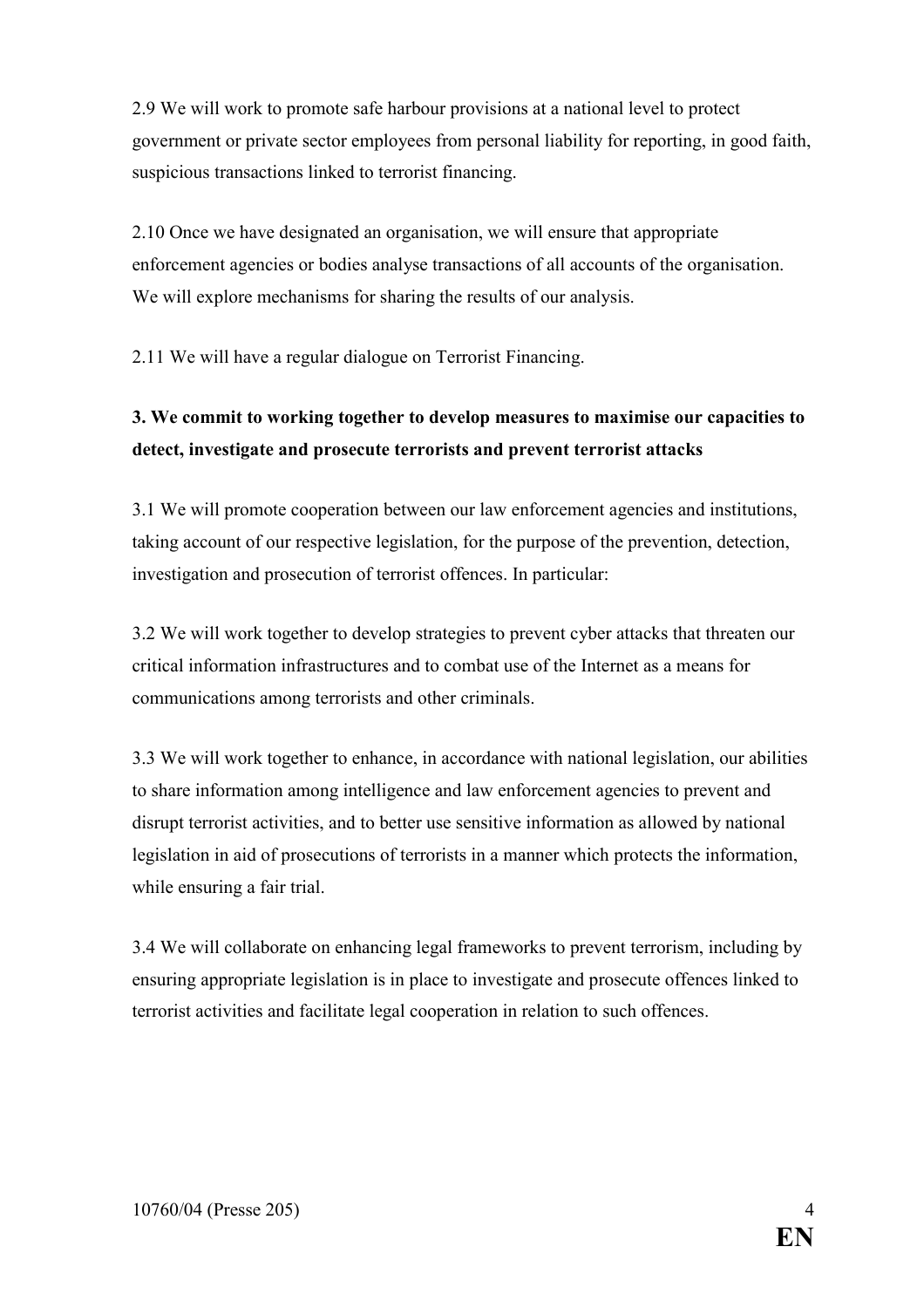2.9 We will work to promote safe harbour provisions at a national level to protect government or private sector employees from personal liability for reporting, in good faith, suspicious transactions linked to terrorist financing.

2.10 Once we have designated an organisation, we will ensure that appropriate enforcement agencies or bodies analyse transactions of all accounts of the organisation. We will explore mechanisms for sharing the results of our analysis.

2.11 We will have a regular dialogue on Terrorist Financing.

**3. We commit to working together to develop measures to maximise our capacities to detect, investigate and prosecute terrorists and prevent terrorist attacks**

3.1 We will promote cooperation between our law enforcement agencies and institutions, taking account of our respective legislation, for the purpose of the prevention, detection, investigation and prosecution of terrorist offences. In particular:

3.2 We will work together to develop strategies to prevent cyber attacks that threaten our critical information infrastructures and to combat use of the Internet as a means for communications among terrorists and other criminals.

3.3 We will work together to enhance, in accordance with national legislation, our abilities to share information among intelligence and law enforcement agencies to prevent and disrupt terrorist activities, and to better use sensitive information as allowed by national legislation in aid of prosecutions of terrorists in a manner which protects the information, while ensuring a fair trial.

3.4 We will collaborate on enhancing legal frameworks to prevent terrorism, including by ensuring appropriate legislation is in place to investigate and prosecute offences linked to terrorist activities and facilitate legal cooperation in relation to such offences.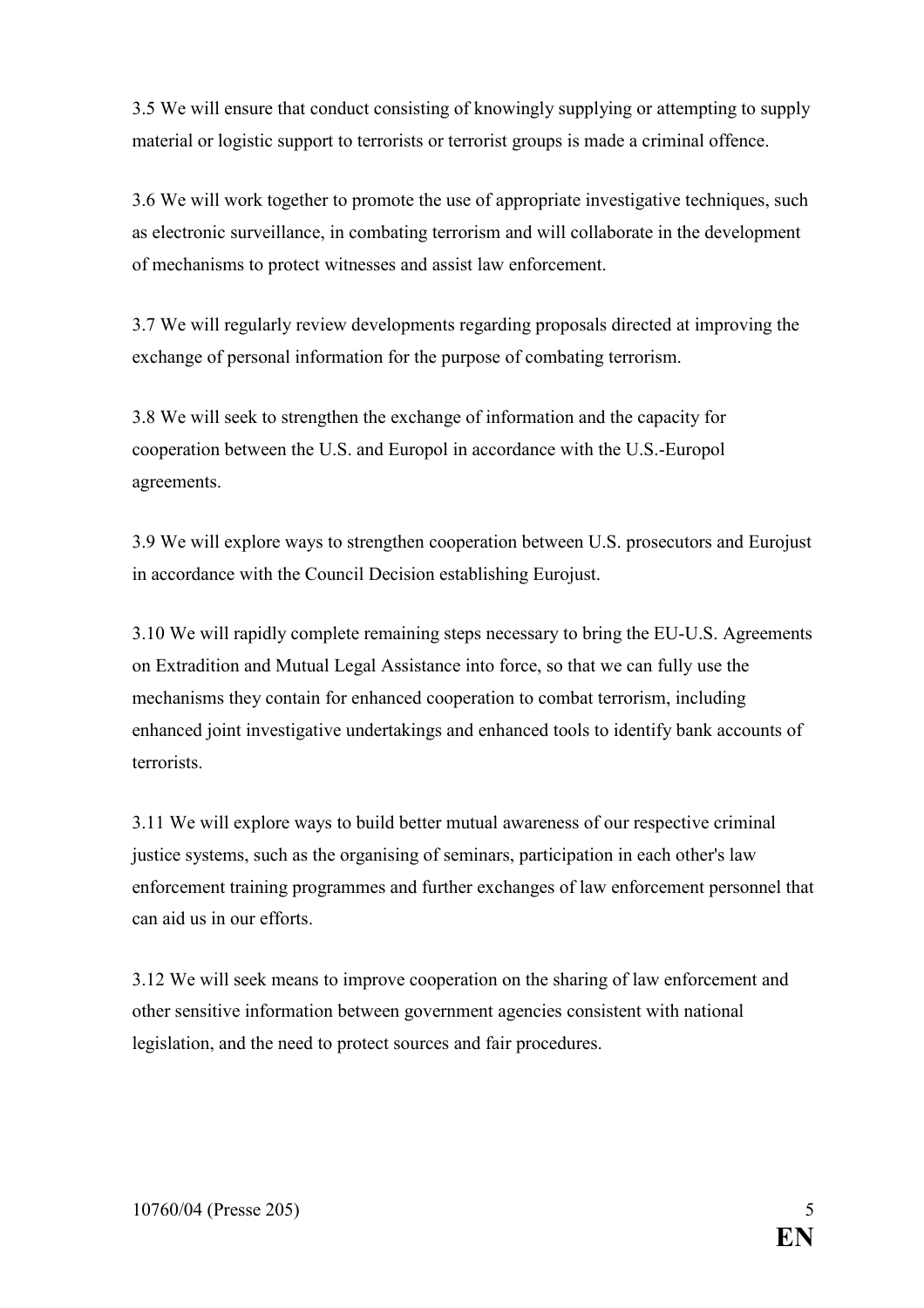3.5 We will ensure that conduct consisting of knowingly supplying or attempting to supply material or logistic support to terrorists or terrorist groups is made a criminal offence.

3.6 We will work together to promote the use of appropriate investigative techniques, such as electronic surveillance, in combating terrorism and will collaborate in the development of mechanisms to protect witnesses and assist law enforcement.

3.7 We will regularly review developments regarding proposals directed at improving the exchange of personal information for the purpose of combating terrorism.

3.8 We will seek to strengthen the exchange of information and the capacity for cooperation between the U.S. and Europol in accordance with the U.S.-Europol agreements.

3.9 We will explore ways to strengthen cooperation between U.S. prosecutors and Eurojust in accordance with the Council Decision establishing Eurojust.

3.10 We will rapidly complete remaining steps necessary to bring the EU-U.S. Agreements on Extradition and Mutual Legal Assistance into force, so that we can fully use the mechanisms they contain for enhanced cooperation to combat terrorism, including enhanced joint investigative undertakings and enhanced tools to identify bank accounts of terrorists.

3.11 We will explore ways to build better mutual awareness of our respective criminal justice systems, such as the organising of seminars, participation in each other's law enforcement training programmes and further exchanges of law enforcement personnel that can aid us in our efforts.

3.12 We will seek means to improve cooperation on the sharing of law enforcement and other sensitive information between government agencies consistent with national legislation, and the need to protect sources and fair procedures.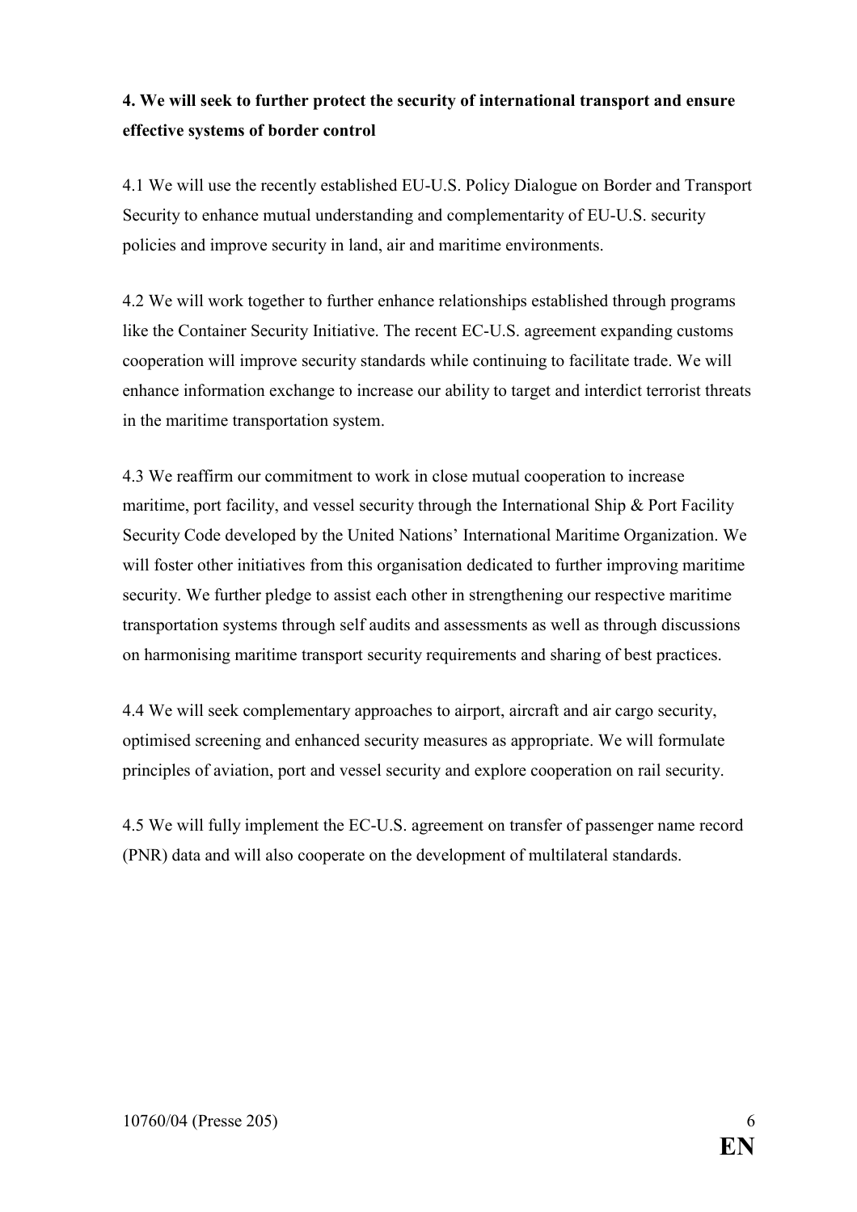**4. We will seek to further protect the security of international transport and ensure effective systems of border control**

4.1 We will use the recently established EU-U.S. Policy Dialogue on Border and Transport Security to enhance mutual understanding and complementarity of EU-U.S. security policies and improve security in land, air and maritime environments.

4.2 We will work together to further enhance relationships established through programs like the Container Security Initiative. The recent EC-U.S. agreement expanding customs cooperation will improve security standards while continuing to facilitate trade. We will enhance information exchange to increase our ability to target and interdict terrorist threats in the maritime transportation system.

4.3 We reaffirm our commitment to work in close mutual cooperation to increase maritime, port facility, and vessel security through the International Ship & Port Facility Security Code developed by the United Nations' International Maritime Organization. We will foster other initiatives from this organisation dedicated to further improving maritime security. We further pledge to assist each other in strengthening our respective maritime transportation systems through self audits and assessments as well as through discussions on harmonising maritime transport security requirements and sharing of best practices.

4.4 We will seek complementary approaches to airport, aircraft and air cargo security, optimised screening and enhanced security measures as appropriate. We will formulate principles of aviation, port and vessel security and explore cooperation on rail security.

4.5 We will fully implement the EC-U.S. agreement on transfer of passenger name record (PNR) data and will also cooperate on the development of multilateral standards.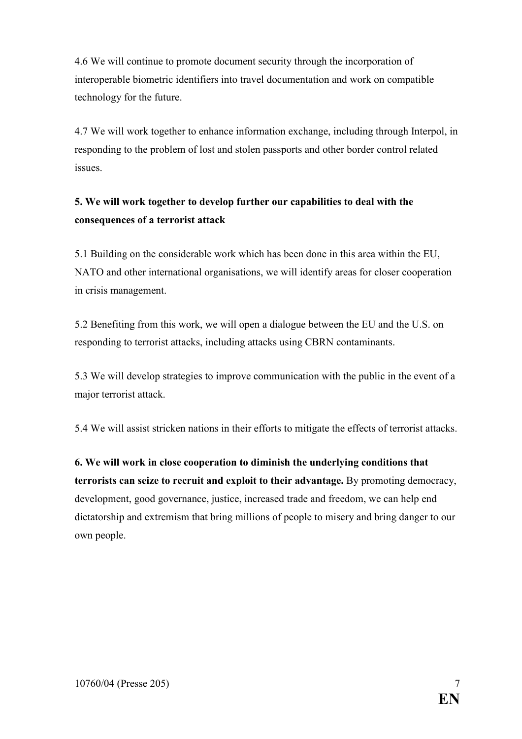4.6 We will continue to promote document security through the incorporation of interoperable biometric identifiers into travel documentation and work on compatible technology for the future.

4.7 We will work together to enhance information exchange, including through Interpol, in responding to the problem of lost and stolen passports and other border control related issues.

**5. We will work together to develop further our capabilities to deal with the consequences of a terrorist attack**

5.1 Building on the considerable work which has been done in this area within the EU, NATO and other international organisations, we will identify areas for closer cooperation in crisis management.

5.2 Benefiting from this work, we will open a dialogue between the EU and the U.S. on responding to terrorist attacks, including attacks using CBRN contaminants.

5.3 We will develop strategies to improve communication with the public in the event of a major terrorist attack.

5.4 We will assist stricken nations in their efforts to mitigate the effects of terrorist attacks.

**6. We will work in close cooperation to diminish the underlying conditions that terrorists can seize to recruit and exploit to their advantage.** By promoting democracy, development, good governance, justice, increased trade and freedom, we can help end dictatorship and extremism that bring millions of people to misery and bring danger to our own people.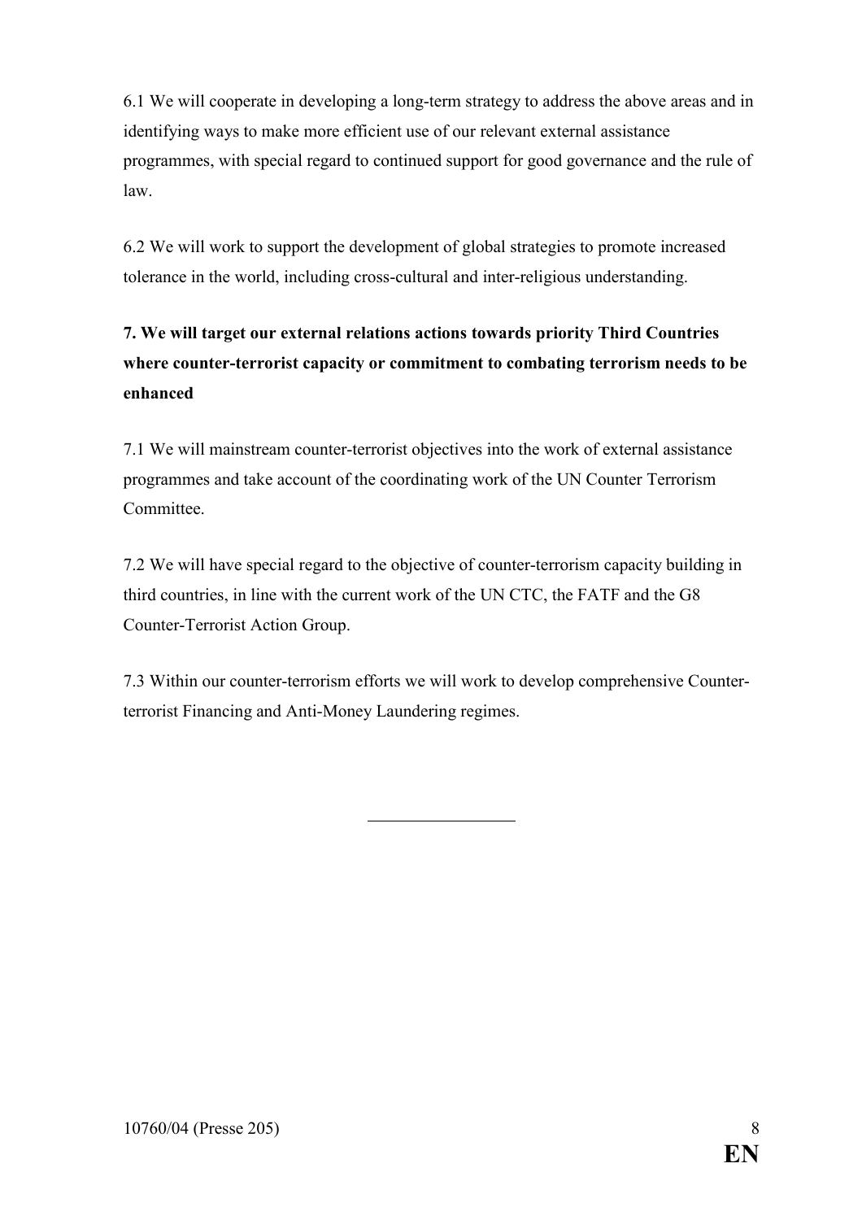6.1 We will cooperate in developing a long-term strategy to address the above areas and in identifying ways to make more efficient use of our relevant external assistance programmes, with special regard to continued support for good governance and the rule of law.

6.2 We will work to support the development of global strategies to promote increased tolerance in the world, including cross-cultural and inter-religious understanding.

**7. We will target our external relations actions towards priority Third Countries where counter-terrorist capacity or commitment to combating terrorism needs to be enhanced**

7.1 We will mainstream counter-terrorist objectives into the work of external assistance programmes and take account of the coordinating work of the UN Counter Terrorism Committee.

7.2 We will have special regard to the objective of counter-terrorism capacity building in third countries, in line with the current work of the UN CTC, the FATF and the G8 Counter-Terrorist Action Group.

7.3 Within our counter-terrorism efforts we will work to develop comprehensive Counter-terrorist Financing and Anti-Money Laundering regimes.

---